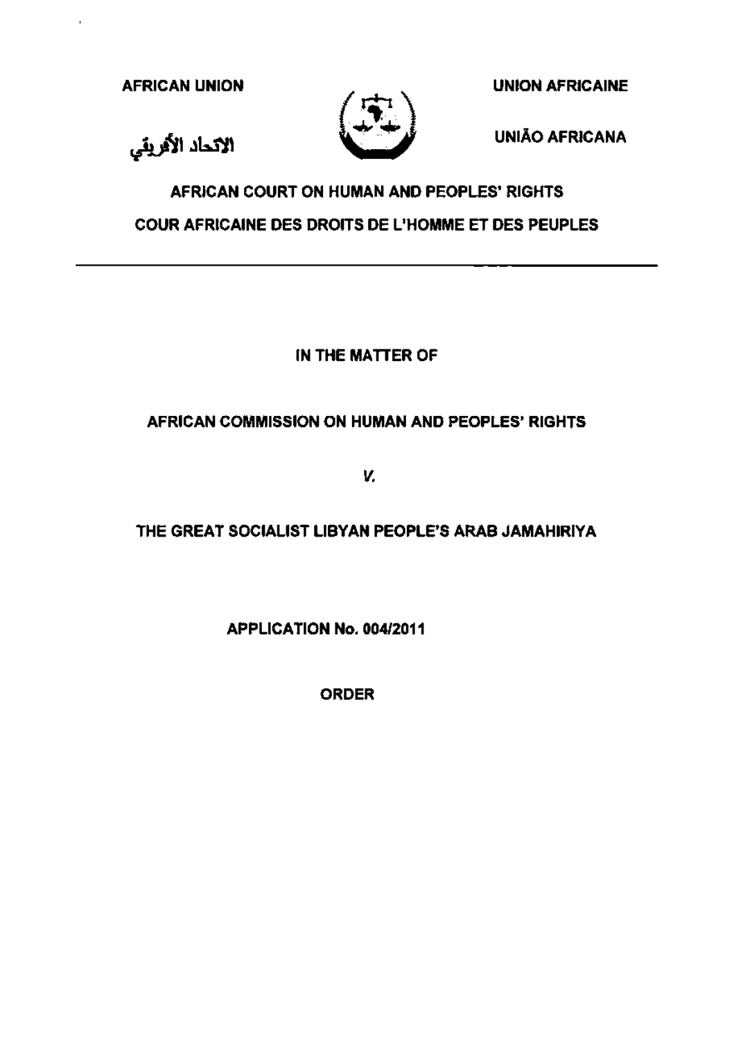**AFRICAN UNION** | **UNION AFRICAINE**

**الاتحاد الأفريقي** | **UNIÃO AFRICANA**

**AFRICAN COURT ON HUMAN AND PEOPLES' RIGHTS**

**COUR AFRICAINE DES DROITS DE L'HOMME ET DES PEUPLES**

---

**IN THE MATTER OF**

**AFRICAN COMMISSION ON HUMAN AND PEOPLES' RIGHTS**

***V.***

**THE GREAT SOCIALIST LIBYAN PEOPLE'S ARAB JAMAHIRIYA**

**APPLICATION No. 004/2011**

**ORDER**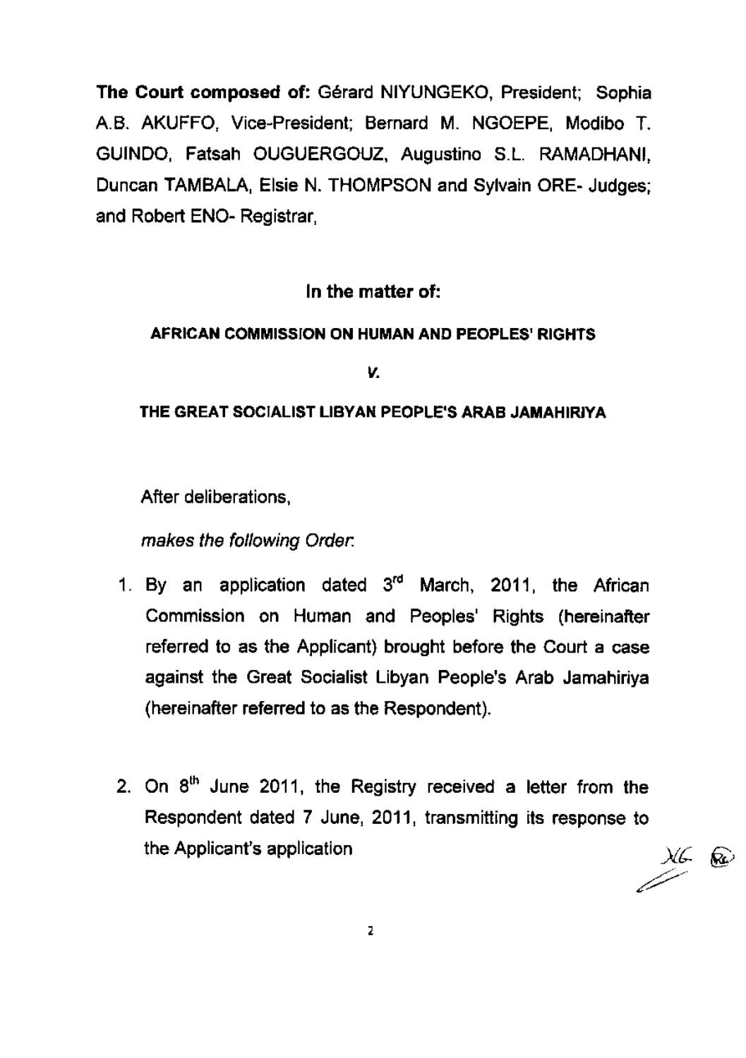**The Court composed of:** Gérard NIYUNGEKO, President; Sophia A.B. AKUFFO, Vice-President; Bernard M. NGOEPE, Modibo T. GUINDO, Fatsah OUGUERGOUZ, Augustino S.L. RAMADHANI, Duncan TAMBALA, Elsie N. THOMPSON and Sylvain ORE- Judges; and Robert ENO- Registrar,

**In the matter of:**

**AFRICAN COMMISSION ON HUMAN AND PEOPLES' RIGHTS**

***V.***

**THE GREAT SOCIALIST LIBYAN PEOPLE'S ARAB JAMAHIRIYA**

After deliberations,

*makes the following Order.*

1. By an application dated 3rd March, 2011, the African Commission on Human and Peoples' Rights (hereinafter referred to as the Applicant) brought before the Court a case against the Great Socialist Libyan People's Arab Jamahiriya (hereinafter referred to as the Respondent).

2. On 8th June 2011, the Registry received a letter from the Respondent dated 7 June, 2011, transmitting its response to the Applicant's application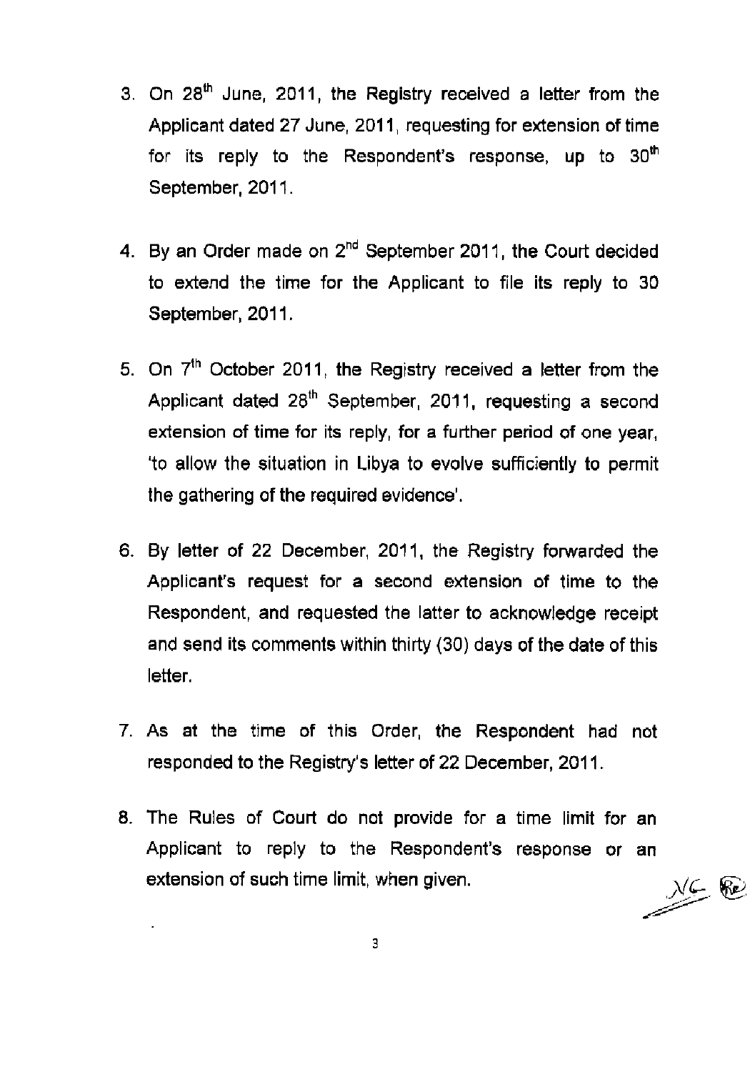3. On 28th June, 2011, the Registry received a letter from the Applicant dated 27 June, 2011, requesting for extension of time for its reply to the Respondent's response, up to 30th September, 2011.

4. By an Order made on 2nd September 2011, the Court decided to extend the time for the Applicant to file its reply to 30 September, 2011.

5. On 7th October 2011, the Registry received a letter from the Applicant dated 28th September, 2011, requesting a second extension of time for its reply, for a further period of one year, 'to allow the situation in Libya to evolve sufficiently to permit the gathering of the required evidence'.

6. By letter of 22 December, 2011, the Registry forwarded the Applicant's request for a second extension of time to the Respondent, and requested the latter to acknowledge receipt and send its comments within thirty (30) days of the date of this letter.

7. As at the time of this Order, the Respondent had not responded to the Registry's letter of 22 December, 2011.

8. The Rules of Court do not provide for a time limit for an Applicant to reply to the Respondent's response or an extension of such time limit, when given.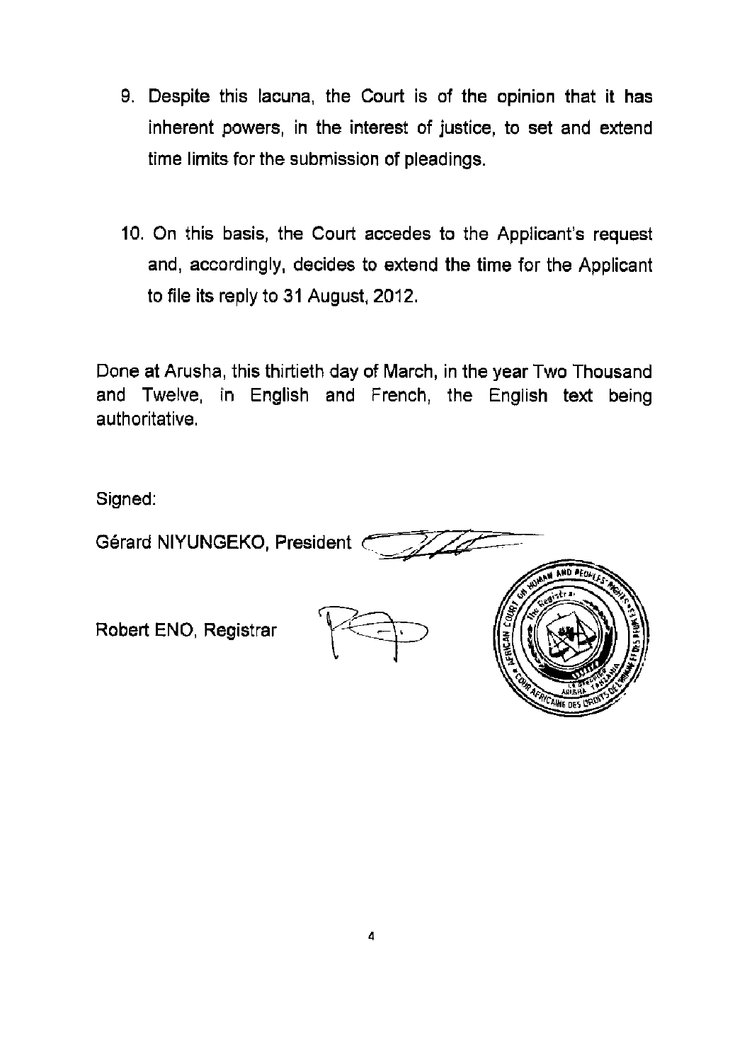9. Despite this lacuna, the Court is of the opinion that it has inherent powers, in the interest of justice, to set and extend time limits for the submission of pleadings.

10. On this basis, the Court accedes to the Applicant's request and, accordingly, decides to extend the time for the Applicant to file its reply to 31 August, 2012.

Done at Arusha, this thirtieth day of March, in the year Two Thousand and Twelve, in English and French, the English text being authoritative.

Signed:

Gérard NIYUNGEKO, President

Robert ENO, Registrar